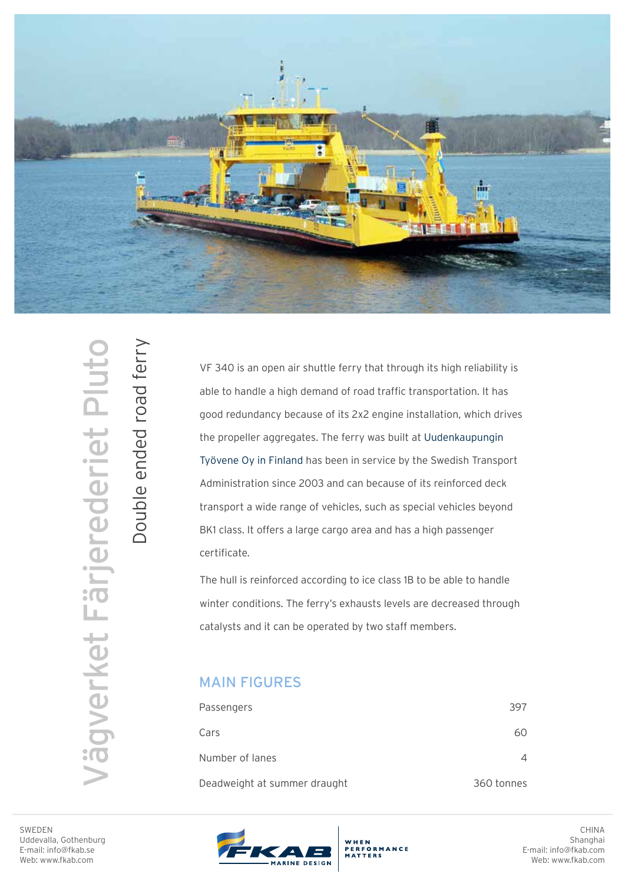# Vägverket Färjerederiet Pluto

## Double ended road ferry

VF 340 is an open air shuttle ferry that through its high reliability is able to handle a high demand of road traffic transportation. It has good redundancy because of its 2x2 engine installation, which drives the propeller aggregates. The ferry was built at Uudenkaupungin Työvene Oy in Finland has been in service by the Swedish Transport Administration since 2003 and can because of its reinforced deck transport a wide range of vehicles, such as special vehicles beyond BK1 class. It offers a large cargo area and has a high passenger certificate.

The hull is reinforced according to ice class 1B to be able to handle winter conditions. The ferry's exhausts levels are decreased through catalysts and it can be operated by two staff members.

### MAIN FIGURES

| | |
|---|---|
| Passengers | 397 |
| Cars | 60 |
| Number of lanes | 4 |
| Deadweight at summer draught | 360 tonnes |

SWEDEN
Uddevalla, Gothenburg
E-mail: info@fkab.se
Web: www.fkab.com

FKAB MARINE DESIGN — WHEN PERFORMANCE MATTERS

CHINA
Shanghai
E-mail: info@fkab.com
Web: www.fkab.com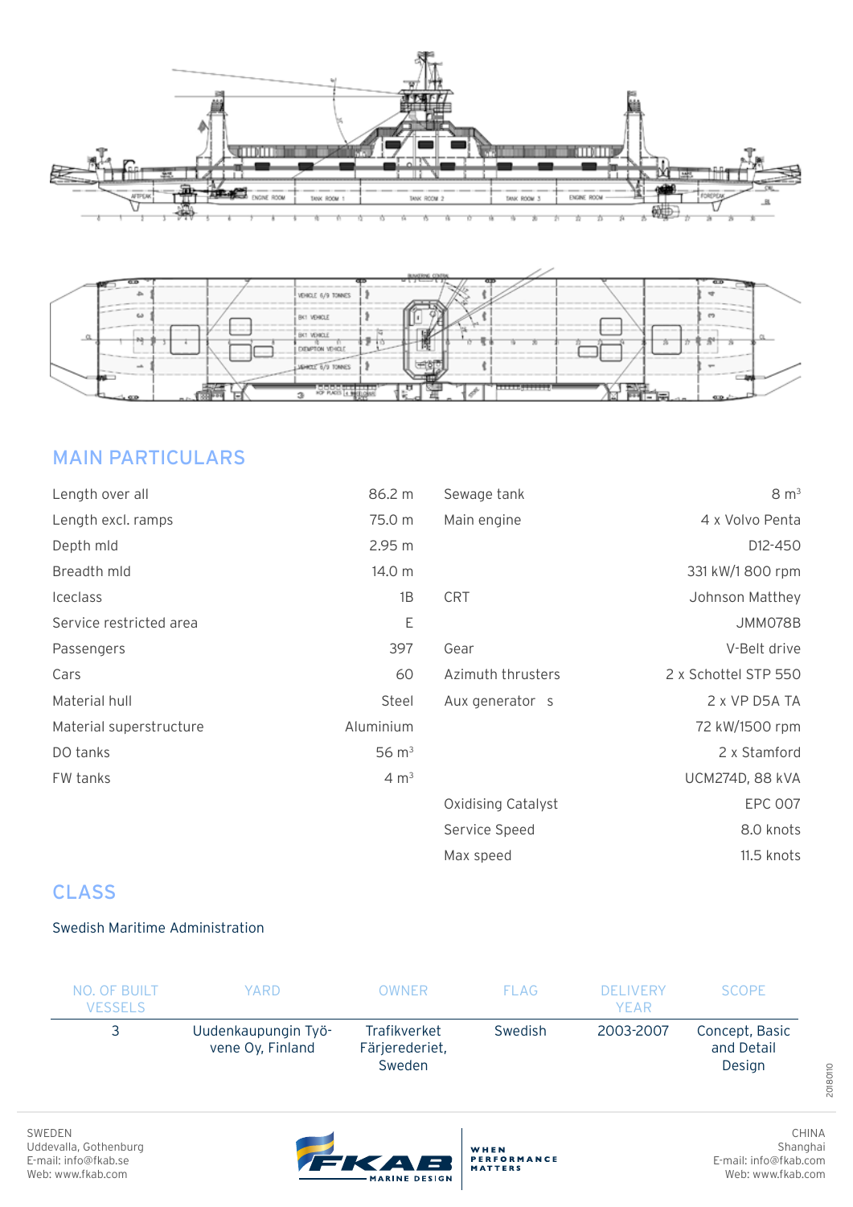## MAIN PARTICULARS

| | |
|---|---|
| Length over all | 86.2 m |
| Length excl. ramps | 75.0 m |
| Depth mld | 2.95 m |
| Breadth mld | 14.0 m |
| Iceclass | 1B |
| Service restricted area | E |
| Passengers | 397 |
| Cars | 60 |
| Material hull | Steel |
| Material superstructure | Aluminium |
| DO tanks | 56 m³ |
| FW tanks | 4 m³ |
| Sewage tank | 8 m³ |
| Main engine | 4 x Volvo Penta D12-450 331 kW/1 800 rpm |
| CRT | Johnson Matthey JMM078B |
| Gear | V-Belt drive |
| Azimuth thrusters | 2 x Schottel STP 550 |
| Aux generator s | 2 x VP D5A TA 72 kW/1500 rpm 2 x Stamford UCM274D, 88 kVA |
| Oxidising Catalyst | EPC 007 |
| Service Speed | 8.0 knots |
| Max speed | 11.5 knots |

## CLASS

Swedish Maritime Administration

| NO. OF BUILT VESSELS | YARD | OWNER | FLAG | DELIVERY YEAR | SCOPE |
|---|---|---|---|---|---|
| 3 | Uudenkaupungin Työ-vene Oy, Finland | Trafikverket Färjerederiet, Sweden | Swedish | 2003-2007 | Concept, Basic and Detail Design |

20180110

SWEDEN
Uddevalla, Gothenburg
E-mail: info@fkab.se
Web: www.fkab.com

FKAB MARINE DESIGN — WHEN PERFORMANCE MATTERS

CHINA
Shanghai
E-mail: info@fkab.com
Web: www.fkab.com